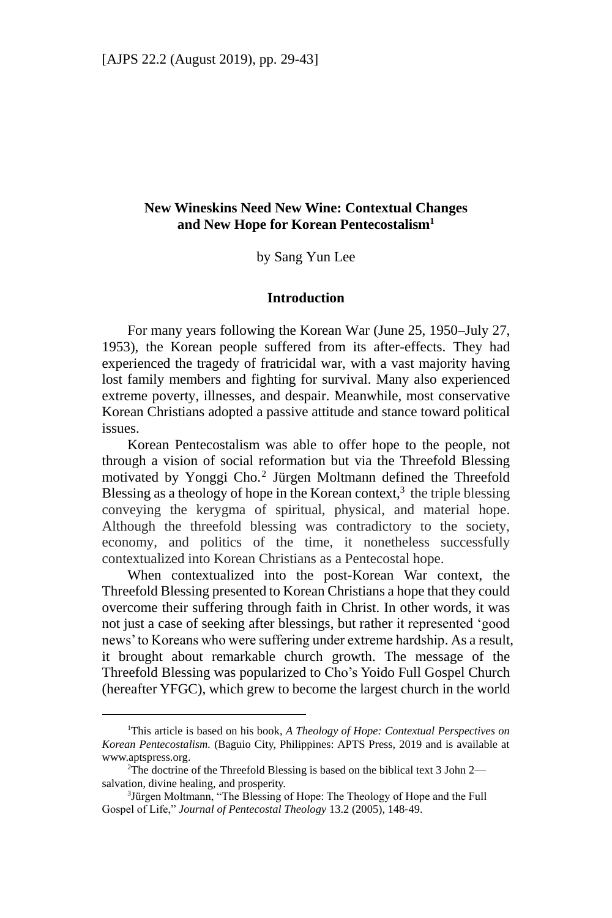# New Wineskins Need New Wine: Contextual Changes and New Hope for Korean Pentecostalism[1]

by Sang Yun Lee

## Introduction

For many years following the Korean War (June 25, 1950–July 27, 1953), the Korean people suffered from its after-effects. They had experienced the tragedy of fratricidal war, with a vast majority having lost family members and fighting for survival. Many also experienced extreme poverty, illnesses, and despair. Meanwhile, most conservative Korean Christians adopted a passive attitude and stance toward political issues.

Korean Pentecostalism was able to offer hope to the people, not through a vision of social reformation but via the Threefold Blessing motivated by Yonggi Cho.[2] Jürgen Moltmann defined the Threefold Blessing as a theology of hope in the Korean context,[3] the triple blessing conveying the kerygma of spiritual, physical, and material hope. Although the threefold blessing was contradictory to the society, economy, and politics of the time, it nonetheless successfully contextualized into Korean Christians as a Pentecostal hope.

When contextualized into the post-Korean War context, the Threefold Blessing presented to Korean Christians a hope that they could overcome their suffering through faith in Christ. In other words, it was not just a case of seeking after blessings, but rather it represented 'good news' to Koreans who were suffering under extreme hardship. As a result, it brought about remarkable church growth. The message of the Threefold Blessing was popularized to Cho's Yoido Full Gospel Church (hereafter YFGC), which grew to become the largest church in the world

---

[1]This article is based on his book, *A Theology of Hope: Contextual Perspectives on Korean Pentecostalism.* (Baguio City, Philippines: APTS Press, 2019 and is available at www.aptspress.org.

[2]The doctrine of the Threefold Blessing is based on the biblical text 3 John 2—salvation, divine healing, and prosperity.

[3]Jürgen Moltmann, "The Blessing of Hope: The Theology of Hope and the Full Gospel of Life," *Journal of Pentecostal Theology* 13.2 (2005), 148-49.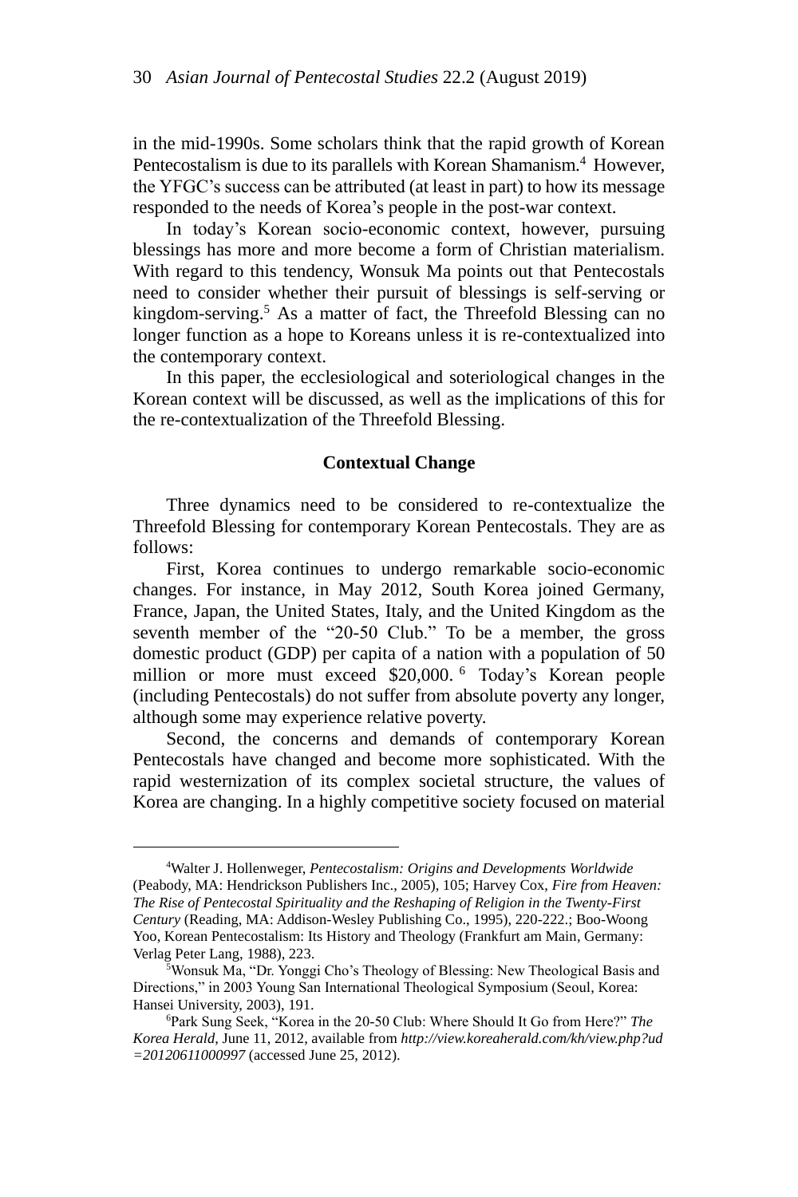in the mid-1990s. Some scholars think that the rapid growth of Korean Pentecostalism is due to its parallels with Korean Shamanism.[4] However, the YFGC's success can be attributed (at least in part) to how its message responded to the needs of Korea's people in the post-war context.

In today's Korean socio-economic context, however, pursuing blessings has more and more become a form of Christian materialism. With regard to this tendency, Wonsuk Ma points out that Pentecostals need to consider whether their pursuit of blessings is self-serving or kingdom-serving.[5] As a matter of fact, the Threefold Blessing can no longer function as a hope to Koreans unless it is re-contextualized into the contemporary context.

In this paper, the ecclesiological and soteriological changes in the Korean context will be discussed, as well as the implications of this for the re-contextualization of the Threefold Blessing.

## Contextual Change

Three dynamics need to be considered to re-contextualize the Threefold Blessing for contemporary Korean Pentecostals. They are as follows:

First, Korea continues to undergo remarkable socio-economic changes. For instance, in May 2012, South Korea joined Germany, France, Japan, the United States, Italy, and the United Kingdom as the seventh member of the "20-50 Club." To be a member, the gross domestic product (GDP) per capita of a nation with a population of 50 million or more must exceed \$20,000.[6] Today's Korean people (including Pentecostals) do not suffer from absolute poverty any longer, although some may experience relative poverty.

Second, the concerns and demands of contemporary Korean Pentecostals have changed and become more sophisticated. With the rapid westernization of its complex societal structure, the values of Korea are changing. In a highly competitive society focused on material

---

[4]Walter J. Hollenweger, *Pentecostalism: Origins and Developments Worldwide* (Peabody, MA: Hendrickson Publishers Inc., 2005), 105; Harvey Cox, *Fire from Heaven: The Rise of Pentecostal Spirituality and the Reshaping of Religion in the Twenty-First Century* (Reading, MA: Addison-Wesley Publishing Co., 1995), 220-222.; Boo-Woong Yoo, Korean Pentecostalism: Its History and Theology (Frankfurt am Main, Germany: Verlag Peter Lang, 1988), 223.

[5]Wonsuk Ma, "Dr. Yonggi Cho's Theology of Blessing: New Theological Basis and Directions," in 2003 Young San International Theological Symposium (Seoul, Korea: Hansei University, 2003), 191.

[6]Park Sung Seek, "Korea in the 20-50 Club: Where Should It Go from Here?" *The Korea Herald*, June 11, 2012, available from *http://view.koreaherald.com/kh/view.php?ud=20120611000997* (accessed June 25, 2012).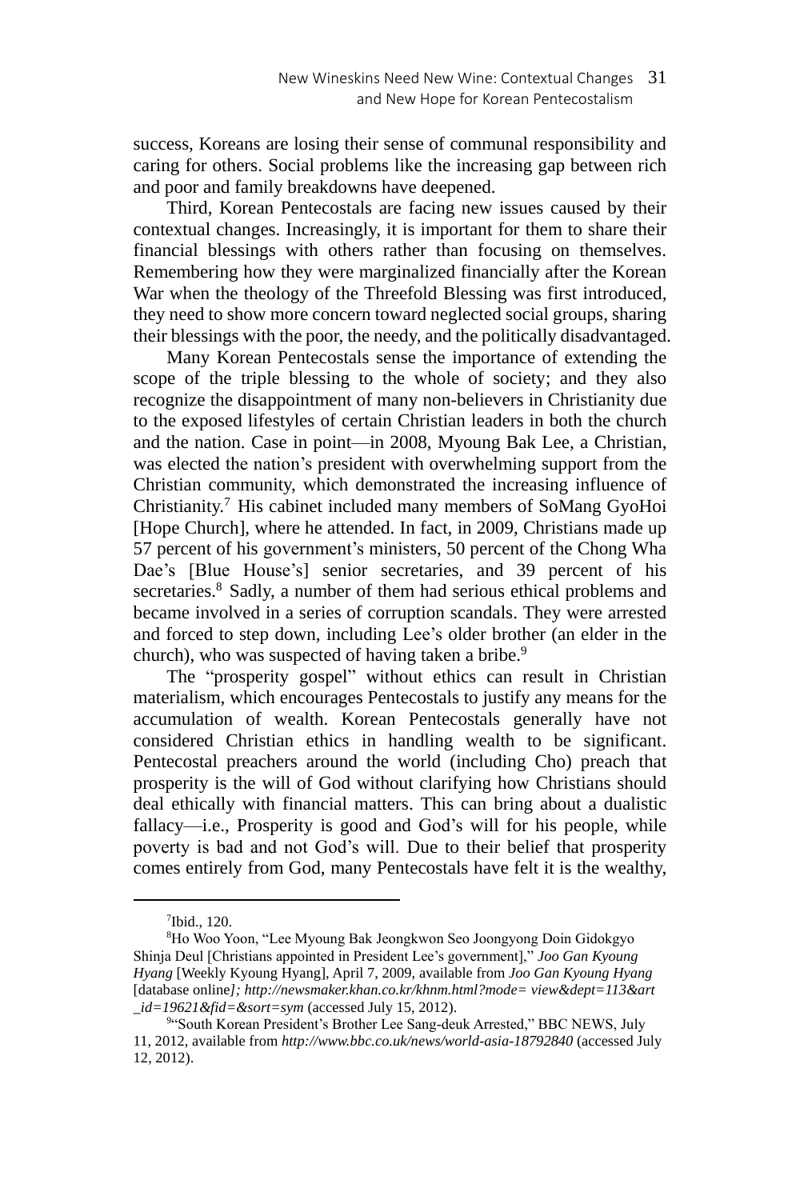success, Koreans are losing their sense of communal responsibility and caring for others. Social problems like the increasing gap between rich and poor and family breakdowns have deepened.

Third, Korean Pentecostals are facing new issues caused by their contextual changes. Increasingly, it is important for them to share their financial blessings with others rather than focusing on themselves. Remembering how they were marginalized financially after the Korean War when the theology of the Threefold Blessing was first introduced, they need to show more concern toward neglected social groups, sharing their blessings with the poor, the needy, and the politically disadvantaged.

Many Korean Pentecostals sense the importance of extending the scope of the triple blessing to the whole of society; and they also recognize the disappointment of many non-believers in Christianity due to the exposed lifestyles of certain Christian leaders in both the church and the nation. Case in point—in 2008, Myoung Bak Lee, a Christian, was elected the nation's president with overwhelming support from the Christian community, which demonstrated the increasing influence of Christianity.[7] His cabinet included many members of SoMang GyoHoi [Hope Church], where he attended. In fact, in 2009, Christians made up 57 percent of his government's ministers, 50 percent of the Chong Wha Dae's [Blue House's] senior secretaries, and 39 percent of his secretaries.[8] Sadly, a number of them had serious ethical problems and became involved in a series of corruption scandals. They were arrested and forced to step down, including Lee's older brother (an elder in the church), who was suspected of having taken a bribe.[9]

The "prosperity gospel" without ethics can result in Christian materialism, which encourages Pentecostals to justify any means for the accumulation of wealth. Korean Pentecostals generally have not considered Christian ethics in handling wealth to be significant. Pentecostal preachers around the world (including Cho) preach that prosperity is the will of God without clarifying how Christians should deal ethically with financial matters. This can bring about a dualistic fallacy—i.e., Prosperity is good and God's will for his people, while poverty is bad and not God's will. Due to their belief that prosperity comes entirely from God, many Pentecostals have felt it is the wealthy,

---

[7] Ibid., 120.

[8] Ho Woo Yoon, "Lee Myoung Bak Jeongkwon Seo Joongyong Doin Gidokgyo Shinja Deul [Christians appointed in President Lee's government]," *Joo Gan Kyoung Hyang* [Weekly Kyoung Hyang], April 7, 2009, available from *Joo Gan Kyoung Hyang* [database online*]; http://newsmaker.khan.co.kr/khnm.html?mode= view&dept=113&art_id=19621&fid=&sort=sym* (accessed July 15, 2012).

[9] "South Korean President's Brother Lee Sang-deuk Arrested," BBC NEWS, July 11, 2012, available from *http://www.bbc.co.uk/news/world-asia-18792840* (accessed July 12, 2012).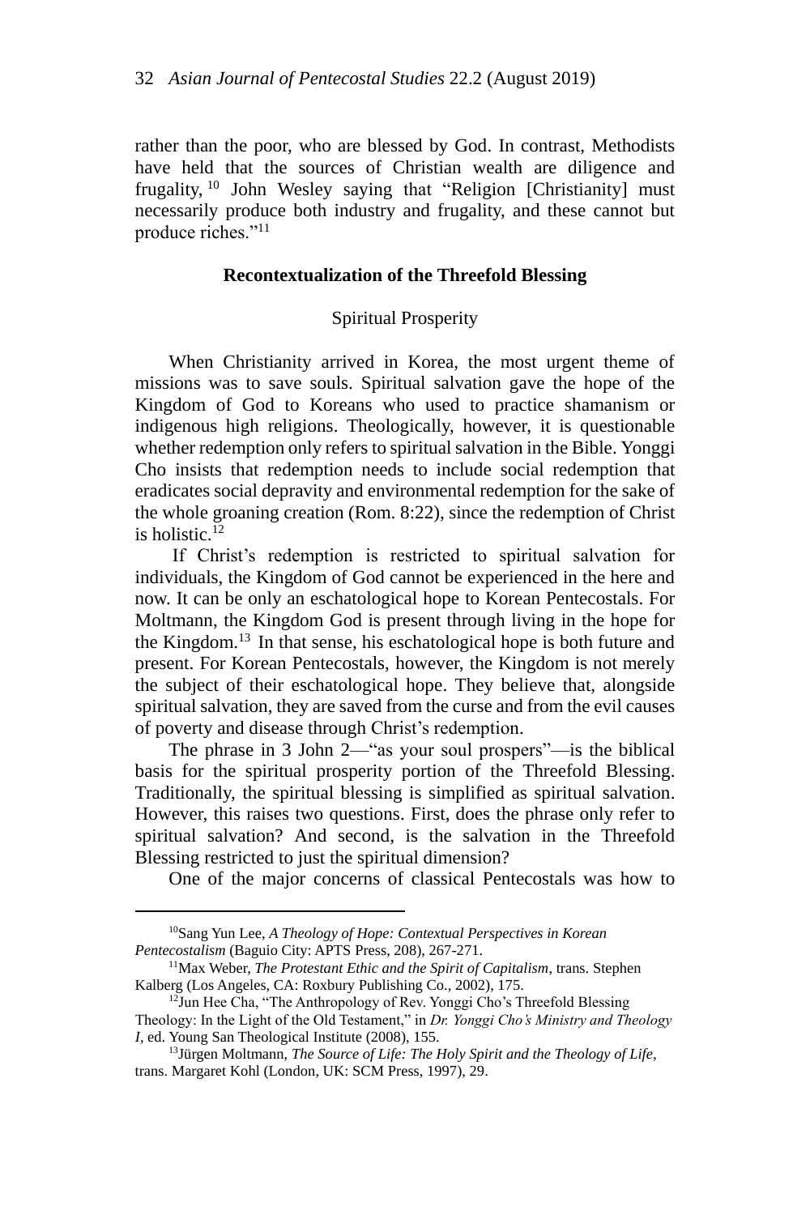rather than the poor, who are blessed by God. In contrast, Methodists have held that the sources of Christian wealth are diligence and frugality,[10] John Wesley saying that "Religion [Christianity] must necessarily produce both industry and frugality, and these cannot but produce riches."[11]

## Recontextualization of the Threefold Blessing

### Spiritual Prosperity

When Christianity arrived in Korea, the most urgent theme of missions was to save souls. Spiritual salvation gave the hope of the Kingdom of God to Koreans who used to practice shamanism or indigenous high religions. Theologically, however, it is questionable whether redemption only refers to spiritual salvation in the Bible. Yonggi Cho insists that redemption needs to include social redemption that eradicates social depravity and environmental redemption for the sake of the whole groaning creation (Rom. 8:22), since the redemption of Christ is holistic.[12]

If Christ's redemption is restricted to spiritual salvation for individuals, the Kingdom of God cannot be experienced in the here and now. It can be only an eschatological hope to Korean Pentecostals. For Moltmann, the Kingdom God is present through living in the hope for the Kingdom.[13] In that sense, his eschatological hope is both future and present. For Korean Pentecostals, however, the Kingdom is not merely the subject of their eschatological hope. They believe that, alongside spiritual salvation, they are saved from the curse and from the evil causes of poverty and disease through Christ's redemption.

The phrase in 3 John 2—"as your soul prospers"—is the biblical basis for the spiritual prosperity portion of the Threefold Blessing. Traditionally, the spiritual blessing is simplified as spiritual salvation. However, this raises two questions. First, does the phrase only refer to spiritual salvation? And second, is the salvation in the Threefold Blessing restricted to just the spiritual dimension?

One of the major concerns of classical Pentecostals was how to

---

[10]Sang Yun Lee, *A Theology of Hope: Contextual Perspectives in Korean Pentecostalism* (Baguio City: APTS Press, 208), 267-271.

[11]Max Weber, *The Protestant Ethic and the Spirit of Capitalism*, trans. Stephen Kalberg (Los Angeles, CA: Roxbury Publishing Co., 2002), 175.

[12]Jun Hee Cha, "The Anthropology of Rev. Yonggi Cho's Threefold Blessing Theology: In the Light of the Old Testament," in *Dr. Yonggi Cho's Ministry and Theology I*, ed. Young San Theological Institute (2008), 155.

[13]Jürgen Moltmann, *The Source of Life: The Holy Spirit and the Theology of Life*, trans. Margaret Kohl (London, UK: SCM Press, 1997), 29.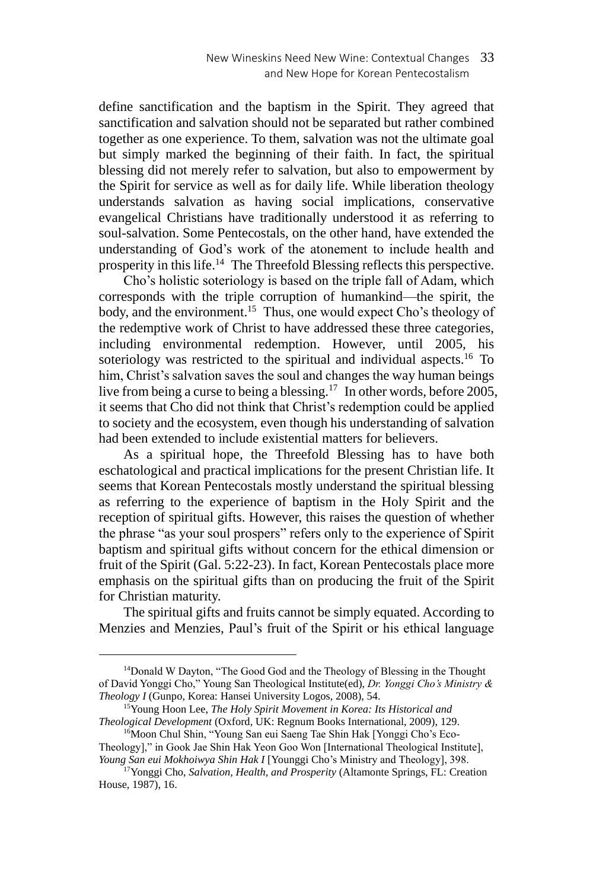define sanctification and the baptism in the Spirit. They agreed that sanctification and salvation should not be separated but rather combined together as one experience. To them, salvation was not the ultimate goal but simply marked the beginning of their faith. In fact, the spiritual blessing did not merely refer to salvation, but also to empowerment by the Spirit for service as well as for daily life. While liberation theology understands salvation as having social implications, conservative evangelical Christians have traditionally understood it as referring to soul-salvation. Some Pentecostals, on the other hand, have extended the understanding of God's work of the atonement to include health and prosperity in this life.[14] The Threefold Blessing reflects this perspective.

Cho's holistic soteriology is based on the triple fall of Adam, which corresponds with the triple corruption of humankind—the spirit, the body, and the environment.[15] Thus, one would expect Cho's theology of the redemptive work of Christ to have addressed these three categories, including environmental redemption. However, until 2005, his soteriology was restricted to the spiritual and individual aspects.[16] To him, Christ's salvation saves the soul and changes the way human beings live from being a curse to being a blessing.[17] In other words, before 2005, it seems that Cho did not think that Christ's redemption could be applied to society and the ecosystem, even though his understanding of salvation had been extended to include existential matters for believers.

As a spiritual hope, the Threefold Blessing has to have both eschatological and practical implications for the present Christian life. It seems that Korean Pentecostals mostly understand the spiritual blessing as referring to the experience of baptism in the Holy Spirit and the reception of spiritual gifts. However, this raises the question of whether the phrase "as your soul prospers" refers only to the experience of Spirit baptism and spiritual gifts without concern for the ethical dimension or fruit of the Spirit (Gal. 5:22-23). In fact, Korean Pentecostals place more emphasis on the spiritual gifts than on producing the fruit of the Spirit for Christian maturity.

The spiritual gifts and fruits cannot be simply equated. According to Menzies and Menzies, Paul's fruit of the Spirit or his ethical language

---

[14] Donald W Dayton, "The Good God and the Theology of Blessing in the Thought of David Yonggi Cho," Young San Theological Institute(ed), *Dr. Yonggi Cho's Ministry & Theology I* (Gunpo, Korea: Hansei University Logos, 2008), 54.

[15] Young Hoon Lee, *The Holy Spirit Movement in Korea: Its Historical and Theological Development* (Oxford, UK: Regnum Books International, 2009), 129.

[16] Moon Chul Shin, "Young San eui Saeng Tae Shin Hak [Yonggi Cho's Eco-Theology]," in Gook Jae Shin Hak Yeon Goo Won [International Theological Institute], *Young San eui Mokhoiwya Shin Hak I* [Younggi Cho's Ministry and Theology], 398.

[17] Yonggi Cho, *Salvation, Health, and Prosperity* (Altamonte Springs, FL: Creation House, 1987), 16.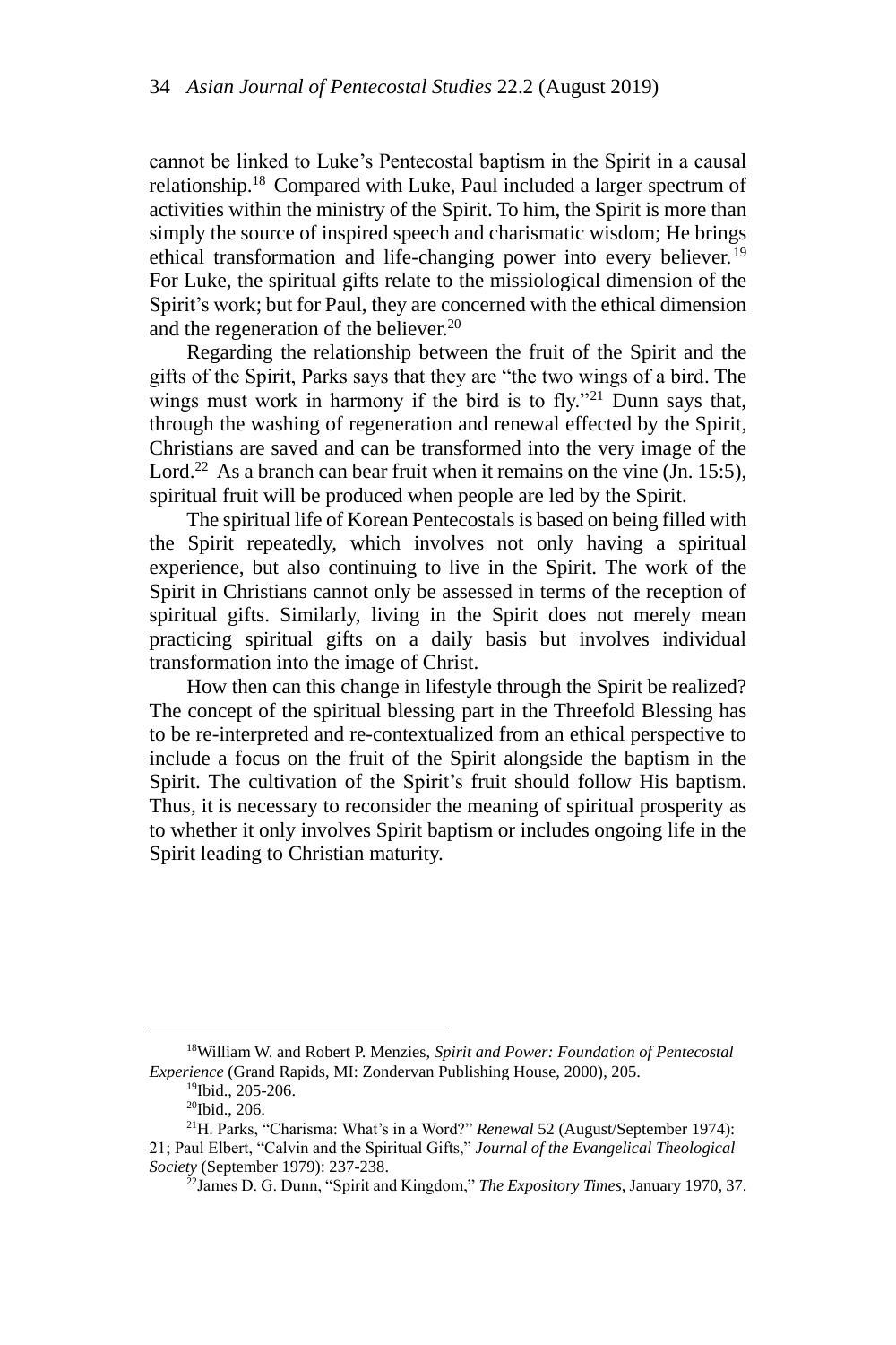cannot be linked to Luke's Pentecostal baptism in the Spirit in a causal relationship.[18] Compared with Luke, Paul included a larger spectrum of activities within the ministry of the Spirit. To him, the Spirit is more than simply the source of inspired speech and charismatic wisdom; He brings ethical transformation and life-changing power into every believer.[19] For Luke, the spiritual gifts relate to the missiological dimension of the Spirit's work; but for Paul, they are concerned with the ethical dimension and the regeneration of the believer.[20]

Regarding the relationship between the fruit of the Spirit and the gifts of the Spirit, Parks says that they are "the two wings of a bird. The wings must work in harmony if the bird is to fly."[21] Dunn says that, through the washing of regeneration and renewal effected by the Spirit, Christians are saved and can be transformed into the very image of the Lord.[22] As a branch can bear fruit when it remains on the vine (Jn. 15:5), spiritual fruit will be produced when people are led by the Spirit.

The spiritual life of Korean Pentecostals is based on being filled with the Spirit repeatedly, which involves not only having a spiritual experience, but also continuing to live in the Spirit. The work of the Spirit in Christians cannot only be assessed in terms of the reception of spiritual gifts. Similarly, living in the Spirit does not merely mean practicing spiritual gifts on a daily basis but involves individual transformation into the image of Christ.

How then can this change in lifestyle through the Spirit be realized? The concept of the spiritual blessing part in the Threefold Blessing has to be re-interpreted and re-contextualized from an ethical perspective to include a focus on the fruit of the Spirit alongside the baptism in the Spirit. The cultivation of the Spirit's fruit should follow His baptism. Thus, it is necessary to reconsider the meaning of spiritual prosperity as to whether it only involves Spirit baptism or includes ongoing life in the Spirit leading to Christian maturity.

---

[18]William W. and Robert P. Menzies, *Spirit and Power: Foundation of Pentecostal Experience* (Grand Rapids, MI: Zondervan Publishing House, 2000), 205.

[19]Ibid., 205-206.

[20]Ibid., 206.

[21]H. Parks, "Charisma: What's in a Word?" *Renewal* 52 (August/September 1974): 21; Paul Elbert, "Calvin and the Spiritual Gifts," *Journal of the Evangelical Theological Society* (September 1979): 237-238.

[22]James D. G. Dunn, "Spirit and Kingdom," *The Expository Times*, January 1970, 37.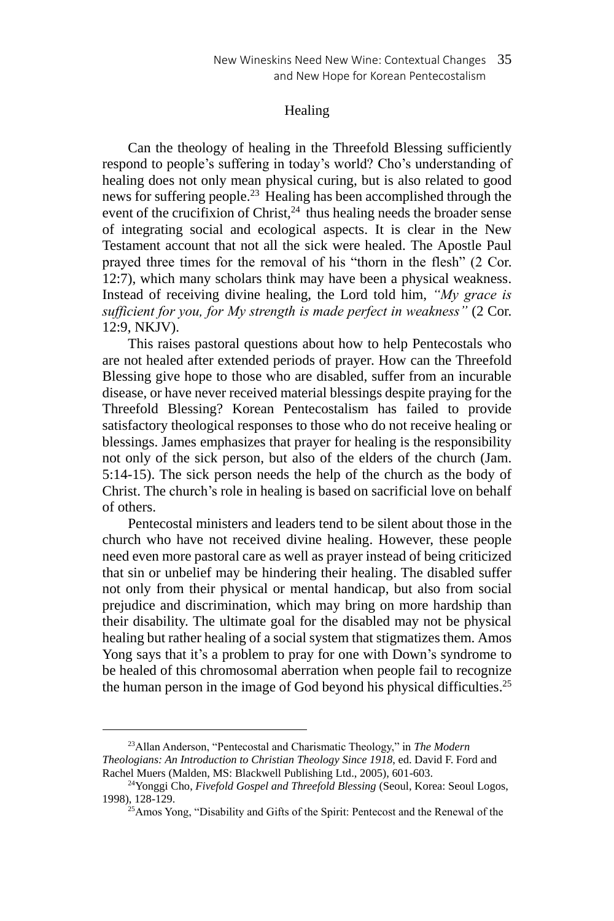## Healing

Can the theology of healing in the Threefold Blessing sufficiently respond to people's suffering in today's world? Cho's understanding of healing does not only mean physical curing, but is also related to good news for suffering people.[23] Healing has been accomplished through the event of the crucifixion of Christ,[24] thus healing needs the broader sense of integrating social and ecological aspects. It is clear in the New Testament account that not all the sick were healed. The Apostle Paul prayed three times for the removal of his "thorn in the flesh" (2 Cor. 12:7), which many scholars think may have been a physical weakness. Instead of receiving divine healing, the Lord told him, *"My grace is sufficient for you, for My strength is made perfect in weakness"* (2 Cor. 12:9, NKJV).

This raises pastoral questions about how to help Pentecostals who are not healed after extended periods of prayer. How can the Threefold Blessing give hope to those who are disabled, suffer from an incurable disease, or have never received material blessings despite praying for the Threefold Blessing? Korean Pentecostalism has failed to provide satisfactory theological responses to those who do not receive healing or blessings. James emphasizes that prayer for healing is the responsibility not only of the sick person, but also of the elders of the church (Jam. 5:14-15). The sick person needs the help of the church as the body of Christ. The church's role in healing is based on sacrificial love on behalf of others.

Pentecostal ministers and leaders tend to be silent about those in the church who have not received divine healing. However, these people need even more pastoral care as well as prayer instead of being criticized that sin or unbelief may be hindering their healing. The disabled suffer not only from their physical or mental handicap, but also from social prejudice and discrimination, which may bring on more hardship than their disability. The ultimate goal for the disabled may not be physical healing but rather healing of a social system that stigmatizes them. Amos Yong says that it's a problem to pray for one with Down's syndrome to be healed of this chromosomal aberration when people fail to recognize the human person in the image of God beyond his physical difficulties.[25]

---

[23] Allan Anderson, "Pentecostal and Charismatic Theology," in *The Modern Theologians: An Introduction to Christian Theology Since 1918*, ed. David F. Ford and Rachel Muers (Malden, MS: Blackwell Publishing Ltd., 2005), 601-603.

[24] Yonggi Cho, *Fivefold Gospel and Threefold Blessing* (Seoul, Korea: Seoul Logos, 1998), 128-129.

[25] Amos Yong, "Disability and Gifts of the Spirit: Pentecost and the Renewal of the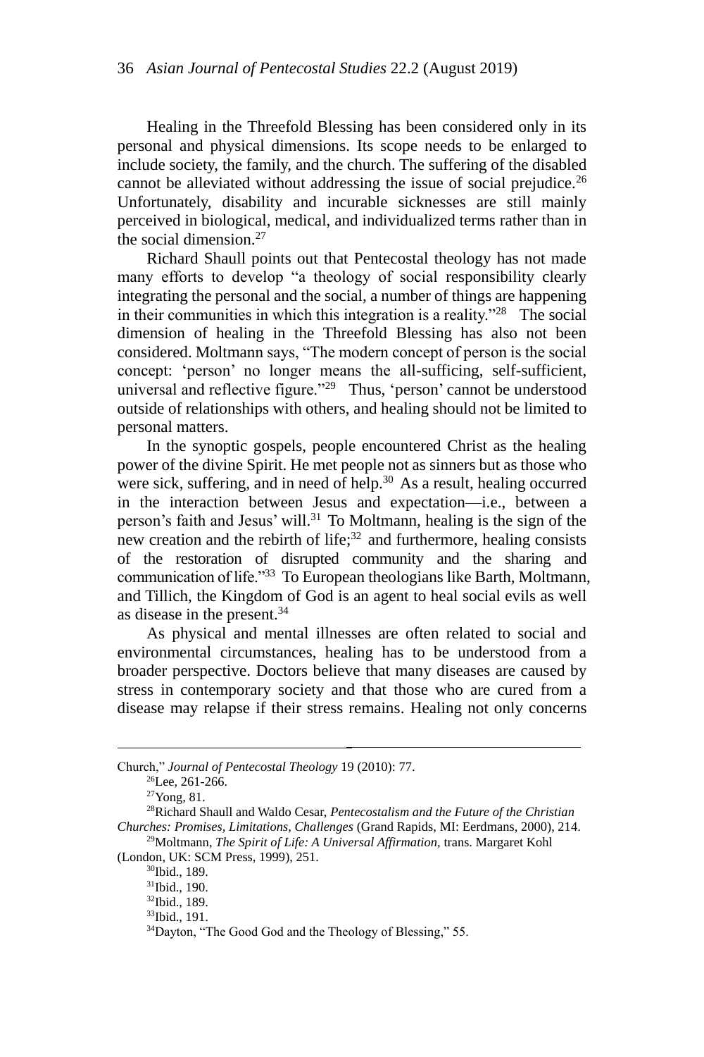Healing in the Threefold Blessing has been considered only in its personal and physical dimensions. Its scope needs to be enlarged to include society, the family, and the church. The suffering of the disabled cannot be alleviated without addressing the issue of social prejudice.[26] Unfortunately, disability and incurable sicknesses are still mainly perceived in biological, medical, and individualized terms rather than in the social dimension.[27]

Richard Shaull points out that Pentecostal theology has not made many efforts to develop "a theology of social responsibility clearly integrating the personal and the social, a number of things are happening in their communities in which this integration is a reality."[28] The social dimension of healing in the Threefold Blessing has also not been considered. Moltmann says, "The modern concept of person is the social concept: 'person' no longer means the all-sufficing, self-sufficient, universal and reflective figure."[29] Thus, 'person' cannot be understood outside of relationships with others, and healing should not be limited to personal matters.

In the synoptic gospels, people encountered Christ as the healing power of the divine Spirit. He met people not as sinners but as those who were sick, suffering, and in need of help.[30] As a result, healing occurred in the interaction between Jesus and expectation—i.e., between a person's faith and Jesus' will.[31] To Moltmann, healing is the sign of the new creation and the rebirth of life;[32] and furthermore, healing consists of the restoration of disrupted community and the sharing and communication of life."[33] To European theologians like Barth, Moltmann, and Tillich, the Kingdom of God is an agent to heal social evils as well as disease in the present.[34]

As physical and mental illnesses are often related to social and environmental circumstances, healing has to be understood from a broader perspective. Doctors believe that many diseases are caused by stress in contemporary society and that those who are cured from a disease may relapse if their stress remains. Healing not only concerns

---

Church," *Journal of Pentecostal Theology* 19 (2010): 77.

[26]Lee, 261-266.

[27]Yong, 81.

[28]Richard Shaull and Waldo Cesar, *Pentecostalism and the Future of the Christian Churches: Promises, Limitations, Challenges* (Grand Rapids, MI: Eerdmans, 2000), 214.

[29]Moltmann, *The Spirit of Life: A Universal Affirmation,* trans. Margaret Kohl (London, UK: SCM Press, 1999), 251.

[30]Ibid., 189.

[31]Ibid., 190.

[32]Ibid., 189.

[33]Ibid., 191.

[34]Dayton, "The Good God and the Theology of Blessing," 55.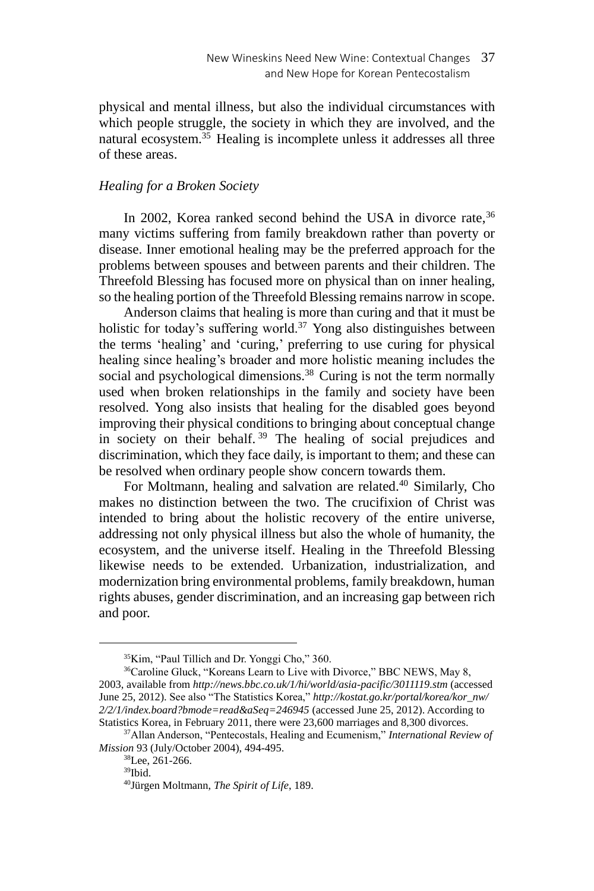physical and mental illness, but also the individual circumstances with which people struggle, the society in which they are involved, and the natural ecosystem.[35] Healing is incomplete unless it addresses all three of these areas.

### *Healing for a Broken Society*

In 2002, Korea ranked second behind the USA in divorce rate,[36] many victims suffering from family breakdown rather than poverty or disease. Inner emotional healing may be the preferred approach for the problems between spouses and between parents and their children. The Threefold Blessing has focused more on physical than on inner healing, so the healing portion of the Threefold Blessing remains narrow in scope.

Anderson claims that healing is more than curing and that it must be holistic for today's suffering world.[37] Yong also distinguishes between the terms 'healing' and 'curing,' preferring to use curing for physical healing since healing's broader and more holistic meaning includes the social and psychological dimensions.[38] Curing is not the term normally used when broken relationships in the family and society have been resolved. Yong also insists that healing for the disabled goes beyond improving their physical conditions to bringing about conceptual change in society on their behalf.[39] The healing of social prejudices and discrimination, which they face daily, is important to them; and these can be resolved when ordinary people show concern towards them.

For Moltmann, healing and salvation are related.[40] Similarly, Cho makes no distinction between the two. The crucifixion of Christ was intended to bring about the holistic recovery of the entire universe, addressing not only physical illness but also the whole of humanity, the ecosystem, and the universe itself. Healing in the Threefold Blessing likewise needs to be extended. Urbanization, industrialization, and modernization bring environmental problems, family breakdown, human rights abuses, gender discrimination, and an increasing gap between rich and poor.

---

[35] Kim, "Paul Tillich and Dr. Yonggi Cho," 360.

[36] Caroline Gluck, "Koreans Learn to Live with Divorce," BBC NEWS, May 8, 2003, available from *http://news.bbc.co.uk/1/hi/world/asia-pacific/3011119.stm* (accessed June 25, 2012). See also "The Statistics Korea," *http://kostat.go.kr/portal/korea/kor_nw/2/2/1/index.board?bmode=read&aSeq=246945* (accessed June 25, 2012). According to Statistics Korea, in February 2011, there were 23,600 marriages and 8,300 divorces.

[37] Allan Anderson, "Pentecostals, Healing and Ecumenism," *International Review of Mission* 93 (July/October 2004), 494-495.

[38] Lee, 261-266.

[39] Ibid.

[40] Jürgen Moltmann, *The Spirit of Life*, 189.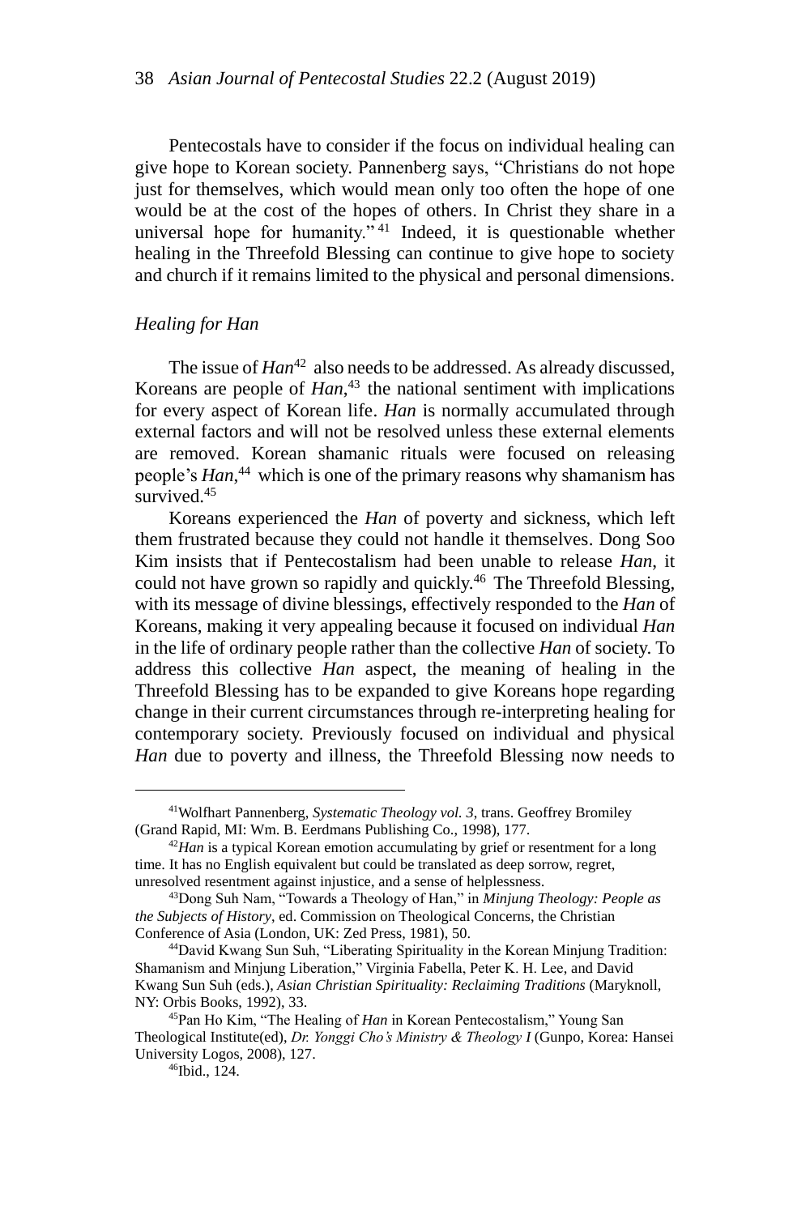Pentecostals have to consider if the focus on individual healing can give hope to Korean society. Pannenberg says, "Christians do not hope just for themselves, which would mean only too often the hope of one would be at the cost of the hopes of others. In Christ they share in a universal hope for humanity."[41] Indeed, it is questionable whether healing in the Threefold Blessing can continue to give hope to society and church if it remains limited to the physical and personal dimensions.

### *Healing for Han*

The issue of *Han*[42] also needs to be addressed. As already discussed, Koreans are people of *Han*,[43] the national sentiment with implications for every aspect of Korean life. *Han* is normally accumulated through external factors and will not be resolved unless these external elements are removed. Korean shamanic rituals were focused on releasing people's *Han*,[44] which is one of the primary reasons why shamanism has survived.[45]

Koreans experienced the *Han* of poverty and sickness, which left them frustrated because they could not handle it themselves. Dong Soo Kim insists that if Pentecostalism had been unable to release *Han*, it could not have grown so rapidly and quickly.[46] The Threefold Blessing, with its message of divine blessings, effectively responded to the *Han* of Koreans, making it very appealing because it focused on individual *Han* in the life of ordinary people rather than the collective *Han* of society. To address this collective *Han* aspect, the meaning of healing in the Threefold Blessing has to be expanded to give Koreans hope regarding change in their current circumstances through re-interpreting healing for contemporary society. Previously focused on individual and physical *Han* due to poverty and illness, the Threefold Blessing now needs to

---

[41] Wolfhart Pannenberg, *Systematic Theology vol. 3*, trans. Geoffrey Bromiley (Grand Rapid, MI: Wm. B. Eerdmans Publishing Co., 1998), 177.

[42] *Han* is a typical Korean emotion accumulating by grief or resentment for a long time. It has no English equivalent but could be translated as deep sorrow, regret, unresolved resentment against injustice, and a sense of helplessness.

[43] Dong Suh Nam, "Towards a Theology of Han," in *Minjung Theology: People as the Subjects of History*, ed. Commission on Theological Concerns, the Christian Conference of Asia (London, UK: Zed Press, 1981), 50.

[44] David Kwang Sun Suh, "Liberating Spirituality in the Korean Minjung Tradition: Shamanism and Minjung Liberation," Virginia Fabella, Peter K. H. Lee, and David Kwang Sun Suh (eds.), *Asian Christian Spirituality: Reclaiming Traditions* (Maryknoll, NY: Orbis Books, 1992), 33.

[45] Pan Ho Kim, "The Healing of *Han* in Korean Pentecostalism," Young San Theological Institute(ed), *Dr. Yonggi Cho's Ministry & Theology I* (Gunpo, Korea: Hansei University Logos, 2008), 127.

[46] Ibid., 124.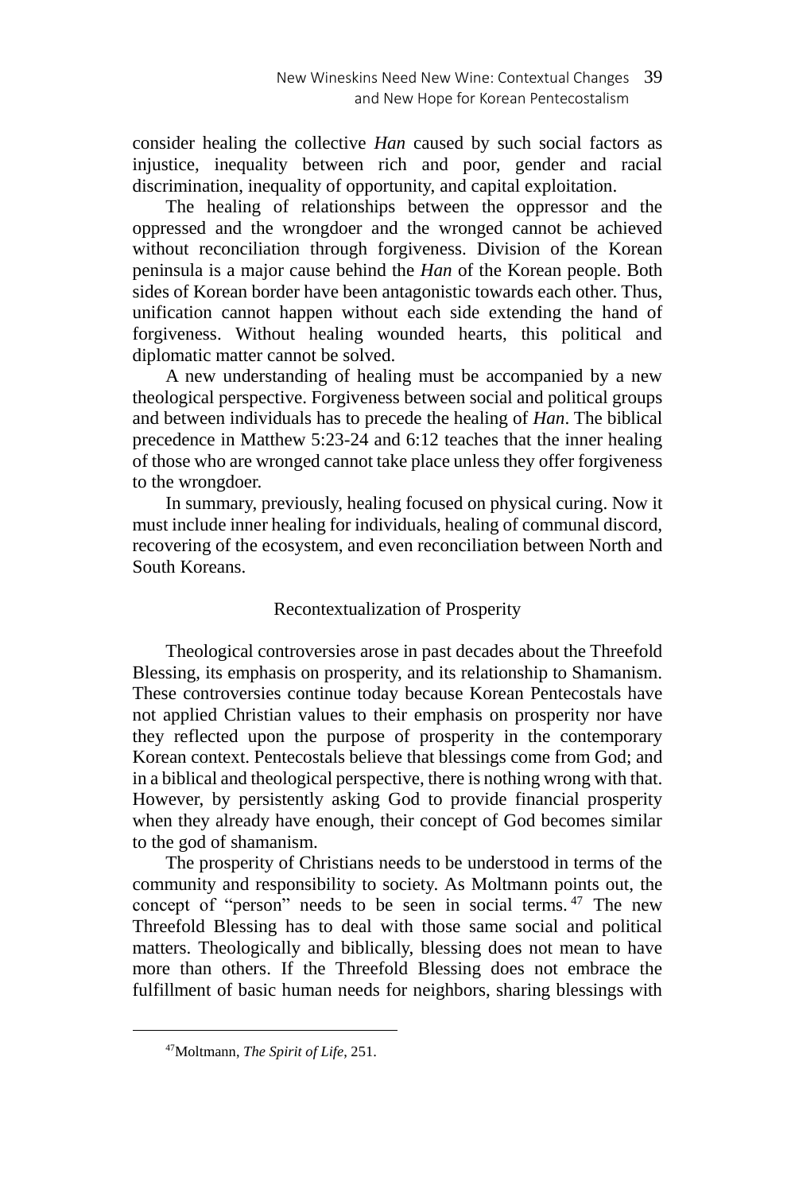consider healing the collective *Han* caused by such social factors as injustice, inequality between rich and poor, gender and racial discrimination, inequality of opportunity, and capital exploitation.

The healing of relationships between the oppressor and the oppressed and the wrongdoer and the wronged cannot be achieved without reconciliation through forgiveness. Division of the Korean peninsula is a major cause behind the *Han* of the Korean people. Both sides of Korean border have been antagonistic towards each other. Thus, unification cannot happen without each side extending the hand of forgiveness. Without healing wounded hearts, this political and diplomatic matter cannot be solved.

A new understanding of healing must be accompanied by a new theological perspective. Forgiveness between social and political groups and between individuals has to precede the healing of *Han*. The biblical precedence in Matthew 5:23-24 and 6:12 teaches that the inner healing of those who are wronged cannot take place unless they offer forgiveness to the wrongdoer.

In summary, previously, healing focused on physical curing. Now it must include inner healing for individuals, healing of communal discord, recovering of the ecosystem, and even reconciliation between North and South Koreans.

## Recontextualization of Prosperity

Theological controversies arose in past decades about the Threefold Blessing, its emphasis on prosperity, and its relationship to Shamanism. These controversies continue today because Korean Pentecostals have not applied Christian values to their emphasis on prosperity nor have they reflected upon the purpose of prosperity in the contemporary Korean context. Pentecostals believe that blessings come from God; and in a biblical and theological perspective, there is nothing wrong with that. However, by persistently asking God to provide financial prosperity when they already have enough, their concept of God becomes similar to the god of shamanism.

The prosperity of Christians needs to be understood in terms of the community and responsibility to society. As Moltmann points out, the concept of "person" needs to be seen in social terms.[47] The new Threefold Blessing has to deal with those same social and political matters. Theologically and biblically, blessing does not mean to have more than others. If the Threefold Blessing does not embrace the fulfillment of basic human needs for neighbors, sharing blessings with

---

[47]Moltmann, *The Spirit of Life*, 251.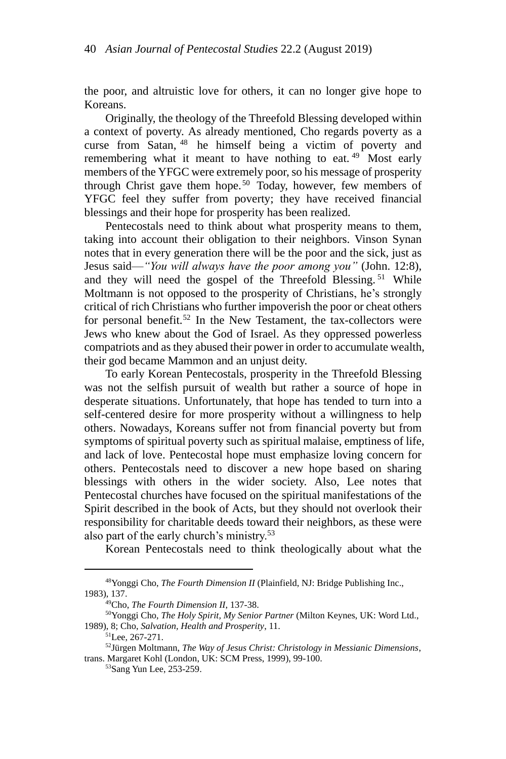the poor, and altruistic love for others, it can no longer give hope to Koreans.

Originally, the theology of the Threefold Blessing developed within a context of poverty. As already mentioned, Cho regards poverty as a curse from Satan,[48] he himself being a victim of poverty and remembering what it meant to have nothing to eat.[49] Most early members of the YFGC were extremely poor, so his message of prosperity through Christ gave them hope.[50] Today, however, few members of YFGC feel they suffer from poverty; they have received financial blessings and their hope for prosperity has been realized.

Pentecostals need to think about what prosperity means to them, taking into account their obligation to their neighbors. Vinson Synan notes that in every generation there will be the poor and the sick, just as Jesus said—*"You will always have the poor among you"* (John. 12:8), and they will need the gospel of the Threefold Blessing.[51] While Moltmann is not opposed to the prosperity of Christians, he's strongly critical of rich Christians who further impoverish the poor or cheat others for personal benefit.[52] In the New Testament, the tax-collectors were Jews who knew about the God of Israel. As they oppressed powerless compatriots and as they abused their power in order to accumulate wealth, their god became Mammon and an unjust deity.

To early Korean Pentecostals, prosperity in the Threefold Blessing was not the selfish pursuit of wealth but rather a source of hope in desperate situations. Unfortunately, that hope has tended to turn into a self-centered desire for more prosperity without a willingness to help others. Nowadays, Koreans suffer not from financial poverty but from symptoms of spiritual poverty such as spiritual malaise, emptiness of life, and lack of love. Pentecostal hope must emphasize loving concern for others. Pentecostals need to discover a new hope based on sharing blessings with others in the wider society. Also, Lee notes that Pentecostal churches have focused on the spiritual manifestations of the Spirit described in the book of Acts, but they should not overlook their responsibility for charitable deeds toward their neighbors, as these were also part of the early church's ministry.[53]

Korean Pentecostals need to think theologically about what the

---

[48] Yonggi Cho, *The Fourth Dimension II* (Plainfield, NJ: Bridge Publishing Inc., 1983), 137.

[49] Cho, *The Fourth Dimension II*, 137-38.

[50] Yonggi Cho, *The Holy Spirit, My Senior Partner* (Milton Keynes, UK: Word Ltd., 1989), 8; Cho, *Salvation, Health and Prosperity*, 11.

[51] Lee, 267-271.

[52] Jürgen Moltmann, *The Way of Jesus Christ: Christology in Messianic Dimensions*, trans. Margaret Kohl (London, UK: SCM Press, 1999), 99-100.

[53] Sang Yun Lee, 253-259.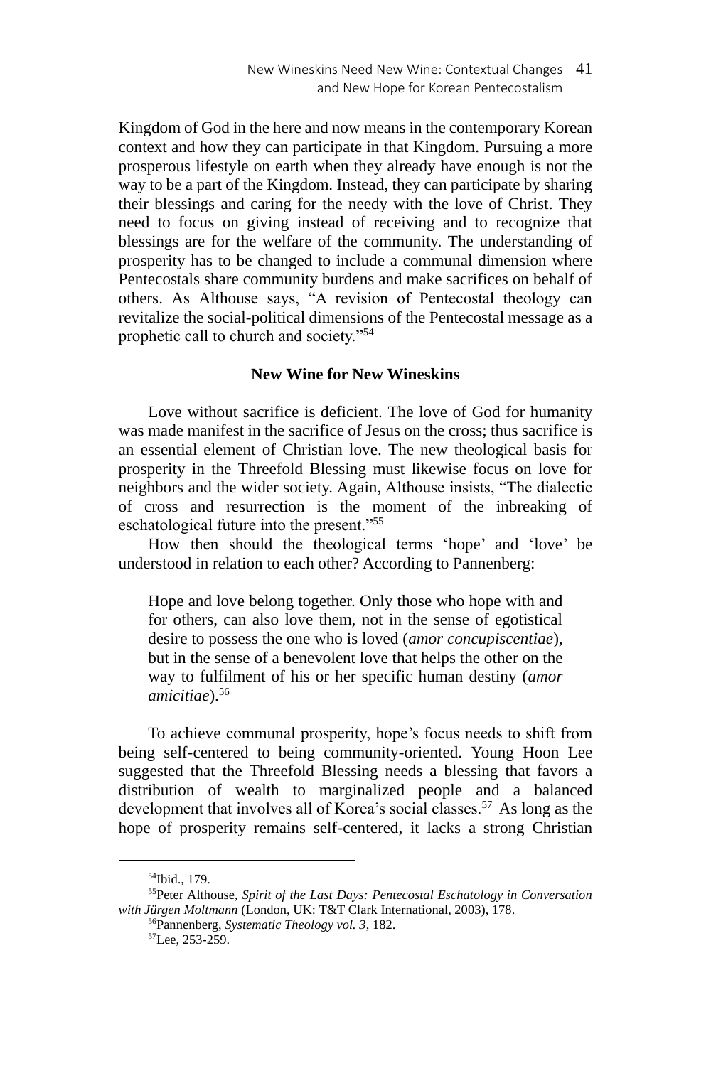Kingdom of God in the here and now means in the contemporary Korean context and how they can participate in that Kingdom. Pursuing a more prosperous lifestyle on earth when they already have enough is not the way to be a part of the Kingdom. Instead, they can participate by sharing their blessings and caring for the needy with the love of Christ. They need to focus on giving instead of receiving and to recognize that blessings are for the welfare of the community. The understanding of prosperity has to be changed to include a communal dimension where Pentecostals share community burdens and make sacrifices on behalf of others. As Althouse says, "A revision of Pentecostal theology can revitalize the social-political dimensions of the Pentecostal message as a prophetic call to church and society."[54]

## New Wine for New Wineskins

Love without sacrifice is deficient. The love of God for humanity was made manifest in the sacrifice of Jesus on the cross; thus sacrifice is an essential element of Christian love. The new theological basis for prosperity in the Threefold Blessing must likewise focus on love for neighbors and the wider society. Again, Althouse insists, "The dialectic of cross and resurrection is the moment of the inbreaking of eschatological future into the present."[55]

How then should the theological terms 'hope' and 'love' be understood in relation to each other? According to Pannenberg:

> Hope and love belong together. Only those who hope with and for others, can also love them, not in the sense of egotistical desire to possess the one who is loved (*amor concupiscentiae*), but in the sense of a benevolent love that helps the other on the way to fulfilment of his or her specific human destiny (*amor amicitiae*).[56]

To achieve communal prosperity, hope's focus needs to shift from being self-centered to being community-oriented. Young Hoon Lee suggested that the Threefold Blessing needs a blessing that favors a distribution of wealth to marginalized people and a balanced development that involves all of Korea's social classes.[57] As long as the hope of prosperity remains self-centered, it lacks a strong Christian

---

[54] Ibid., 179.

[55] Peter Althouse, *Spirit of the Last Days: Pentecostal Eschatology in Conversation with Jürgen Moltmann* (London, UK: T&T Clark International, 2003), 178.

[56] Pannenberg, *Systematic Theology vol. 3*, 182.

[57] Lee, 253-259.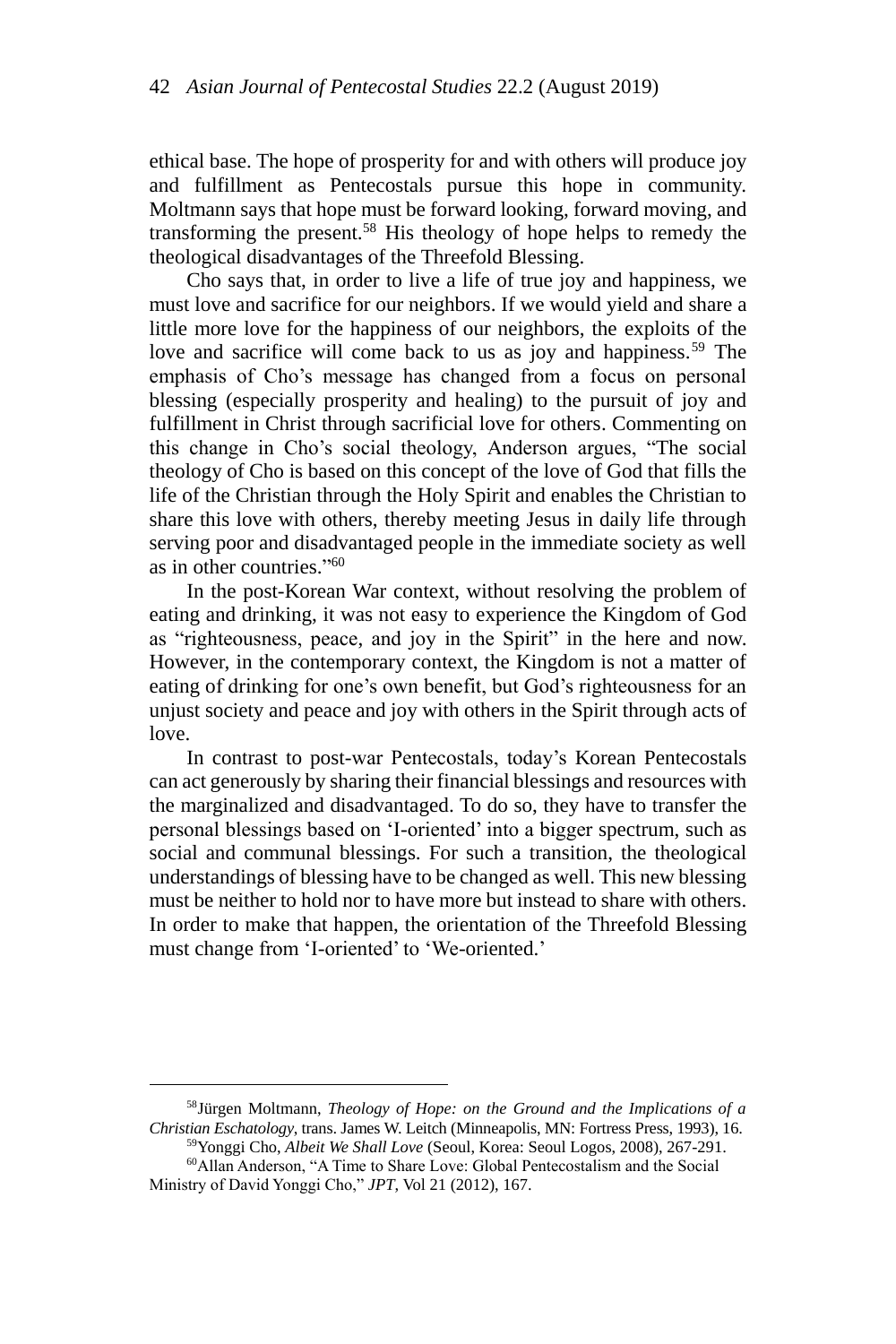ethical base. The hope of prosperity for and with others will produce joy and fulfillment as Pentecostals pursue this hope in community. Moltmann says that hope must be forward looking, forward moving, and transforming the present.[58] His theology of hope helps to remedy the theological disadvantages of the Threefold Blessing.

Cho says that, in order to live a life of true joy and happiness, we must love and sacrifice for our neighbors. If we would yield and share a little more love for the happiness of our neighbors, the exploits of the love and sacrifice will come back to us as joy and happiness.[59] The emphasis of Cho's message has changed from a focus on personal blessing (especially prosperity and healing) to the pursuit of joy and fulfillment in Christ through sacrificial love for others. Commenting on this change in Cho's social theology, Anderson argues, "The social theology of Cho is based on this concept of the love of God that fills the life of the Christian through the Holy Spirit and enables the Christian to share this love with others, thereby meeting Jesus in daily life through serving poor and disadvantaged people in the immediate society as well as in other countries."[60]

In the post-Korean War context, without resolving the problem of eating and drinking, it was not easy to experience the Kingdom of God as "righteousness, peace, and joy in the Spirit" in the here and now. However, in the contemporary context, the Kingdom is not a matter of eating of drinking for one's own benefit, but God's righteousness for an unjust society and peace and joy with others in the Spirit through acts of love.

In contrast to post-war Pentecostals, today's Korean Pentecostals can act generously by sharing their financial blessings and resources with the marginalized and disadvantaged. To do so, they have to transfer the personal blessings based on 'I-oriented' into a bigger spectrum, such as social and communal blessings. For such a transition, the theological understandings of blessing have to be changed as well. This new blessing must be neither to hold nor to have more but instead to share with others. In order to make that happen, the orientation of the Threefold Blessing must change from 'I-oriented' to 'We-oriented.'

---

[58] Jürgen Moltmann, *Theology of Hope: on the Ground and the Implications of a Christian Eschatology*, trans. James W. Leitch (Minneapolis, MN: Fortress Press, 1993), 16.

[59] Yonggi Cho, *Albeit We Shall Love* (Seoul, Korea: Seoul Logos, 2008), 267-291.

[60] Allan Anderson, "A Time to Share Love: Global Pentecostalism and the Social Ministry of David Yonggi Cho," *JPT*, Vol 21 (2012), 167.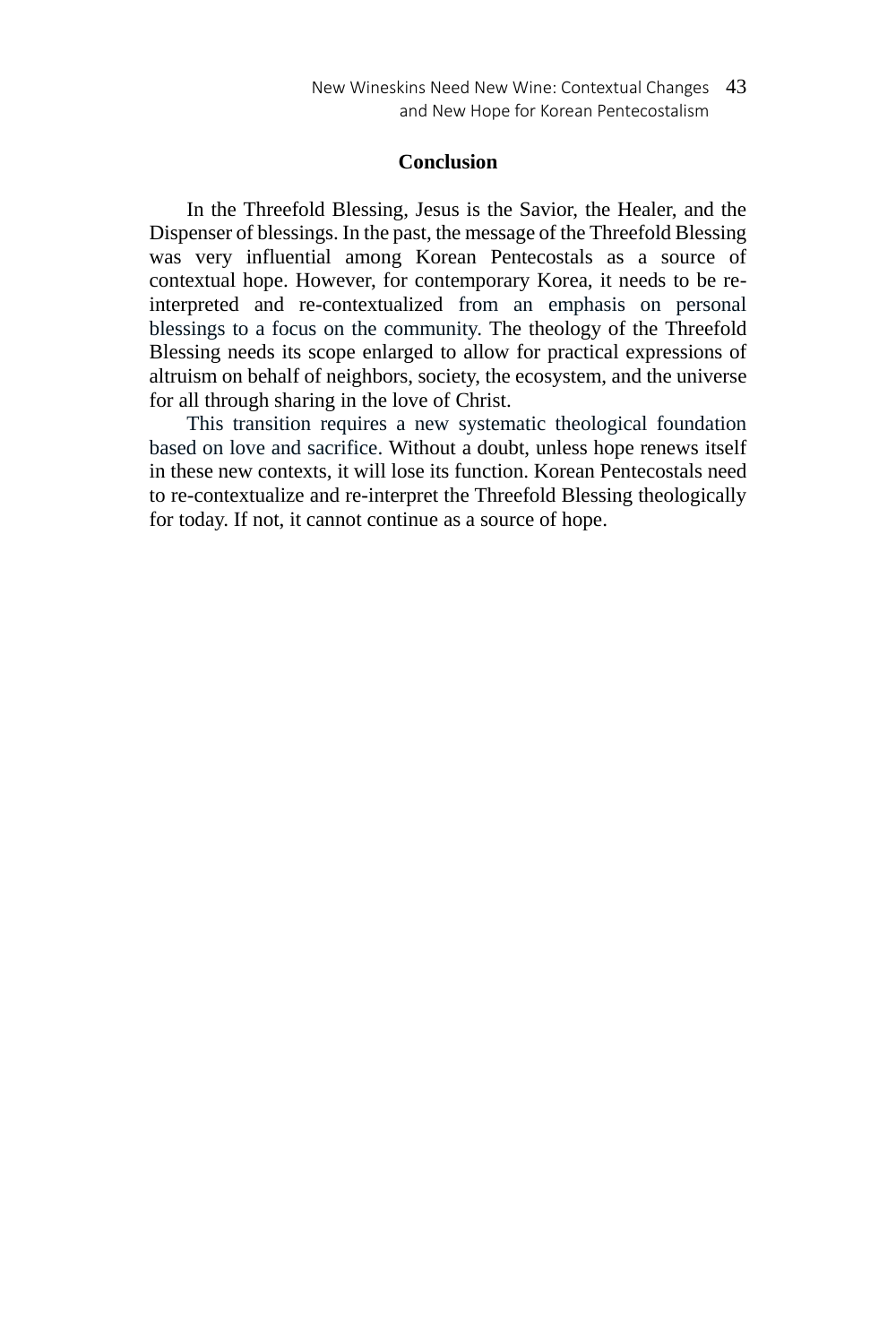## Conclusion

In the Threefold Blessing, Jesus is the Savior, the Healer, and the Dispenser of blessings. In the past, the message of the Threefold Blessing was very influential among Korean Pentecostals as a source of contextual hope. However, for contemporary Korea, it needs to be re-interpreted and re-contextualized from an emphasis on personal blessings to a focus on the community. The theology of the Threefold Blessing needs its scope enlarged to allow for practical expressions of altruism on behalf of neighbors, society, the ecosystem, and the universe for all through sharing in the love of Christ.

This transition requires a new systematic theological foundation based on love and sacrifice. Without a doubt, unless hope renews itself in these new contexts, it will lose its function. Korean Pentecostals need to re-contextualize and re-interpret the Threefold Blessing theologically for today. If not, it cannot continue as a source of hope.